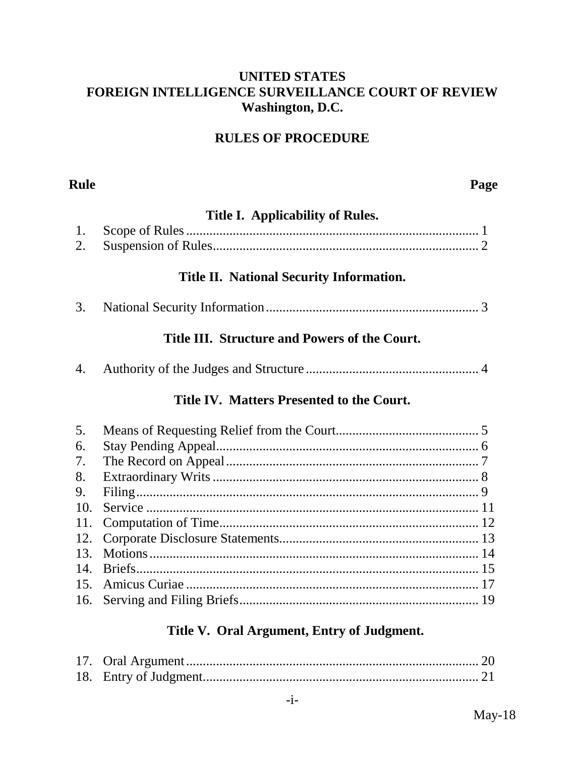**UNITED STATES**
**FOREIGN INTELLIGENCE SURVEILLANCE COURT OF REVIEW**
**Washington, D.C.**

# RULES OF PROCEDURE

| Rule | | Page |
|---|---|---|
| | **Title I. Applicability of Rules.** | |
| 1. | Scope of Rules | 1 |
| 2. | Suspension of Rules | 2 |
| | **Title II. National Security Information.** | |
| 3. | National Security Information | 3 |
| | **Title III. Structure and Powers of the Court.** | |
| 4. | Authority of the Judges and Structure | 4 |
| | **Title IV. Matters Presented to the Court.** | |
| 5. | Means of Requesting Relief from the Court | 5 |
| 6. | Stay Pending Appeal | 6 |
| 7. | The Record on Appeal | 7 |
| 8. | Extraordinary Writs | 8 |
| 9. | Filing | 9 |
| 10. | Service | 11 |
| 11. | Computation of Time | 12 |
| 12. | Corporate Disclosure Statements | 13 |
| 13. | Motions | 14 |
| 14. | Briefs | 15 |
| 15. | Amicus Curiae | 17 |
| 16. | Serving and Filing Briefs | 19 |
| | **Title V. Oral Argument, Entry of Judgment.** | |
| 17. | Oral Argument | 20 |
| 18. | Entry of Judgment | 21 |

May-18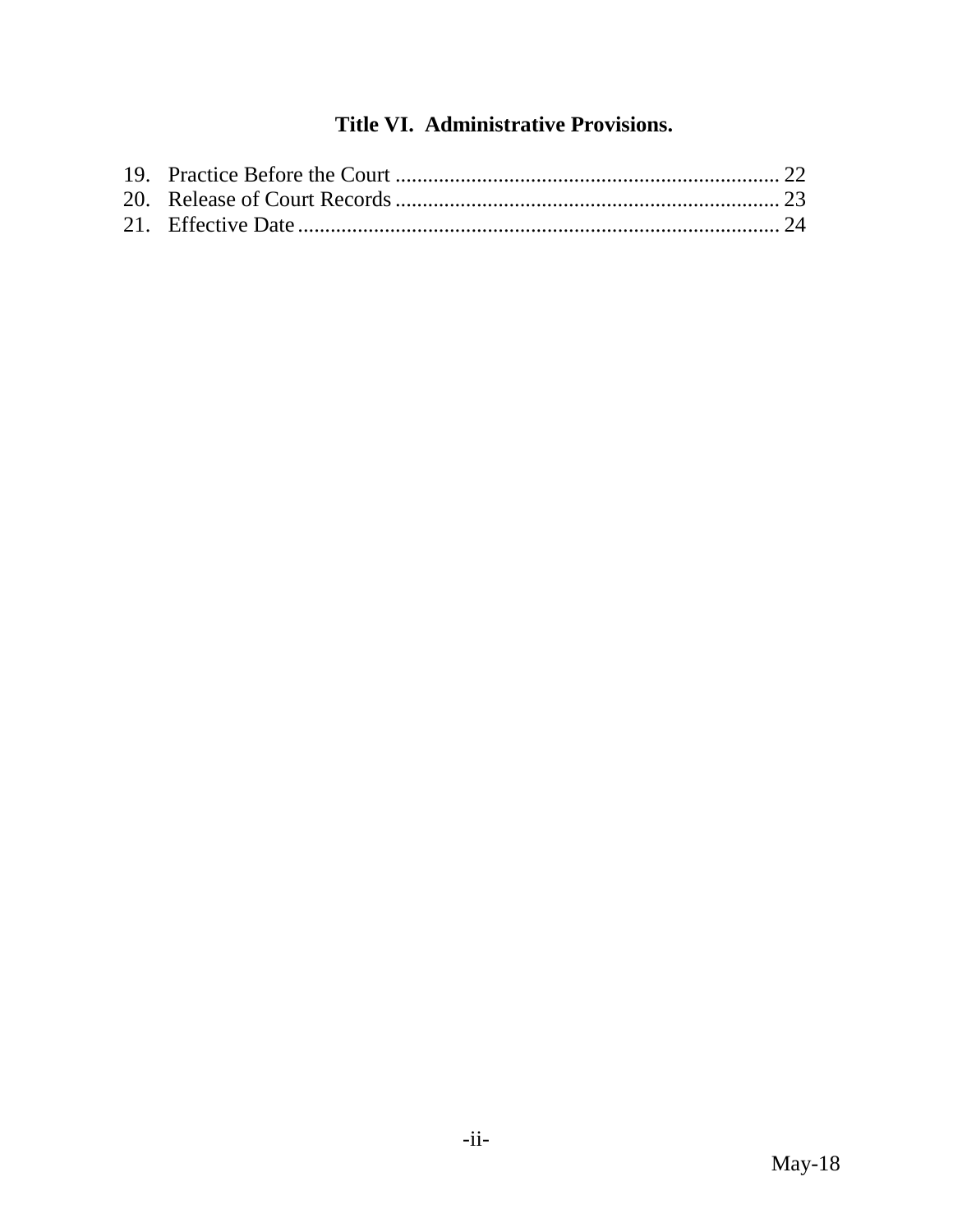## Title VI. Administrative Provisions.

19. Practice Before the Court ....................................................................... 22
20. Release of Court Records ....................................................................... 23
21. Effective Date ......................................................................................... 24

May-18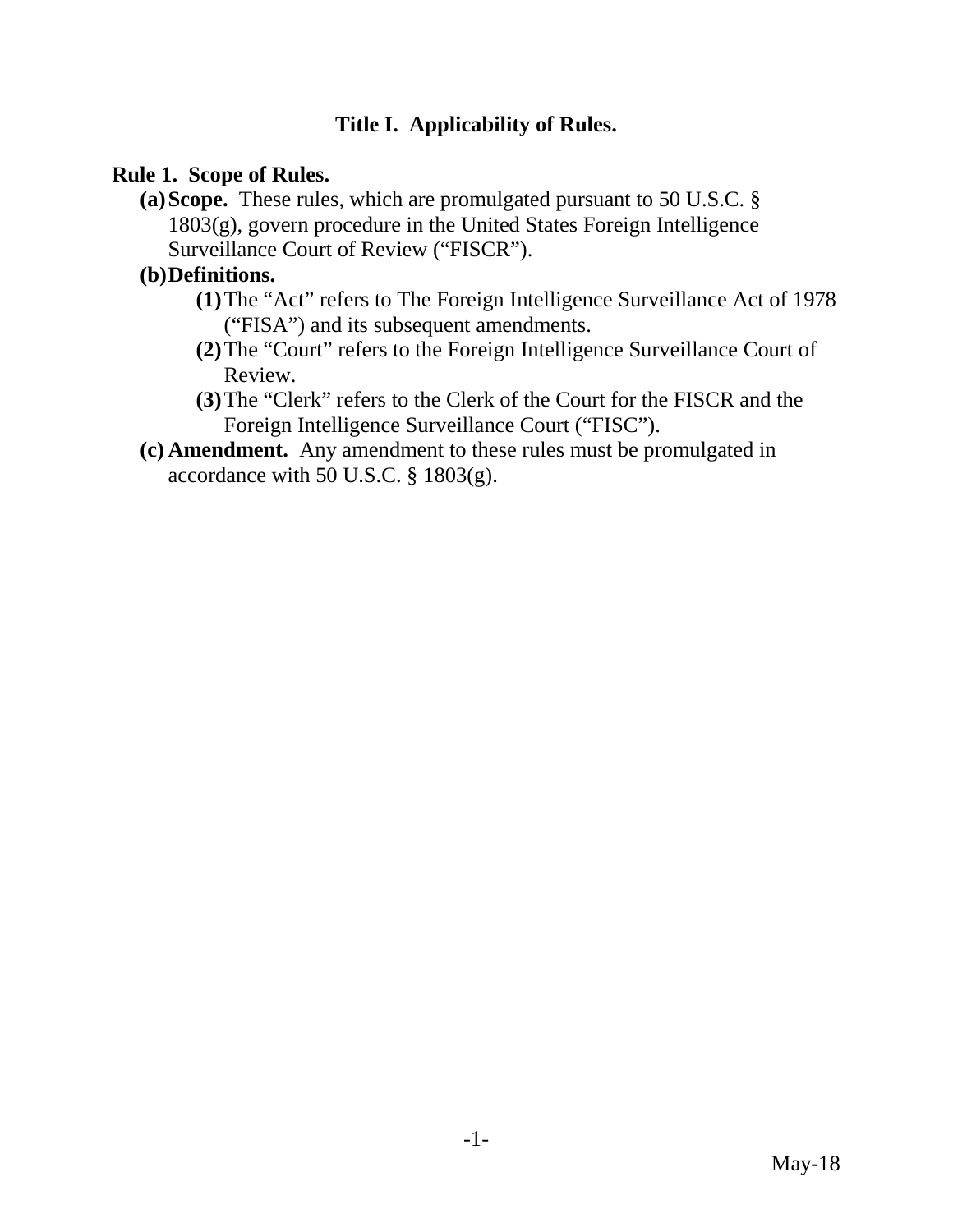## Title I. Applicability of Rules.

### Rule 1. Scope of Rules.

**(a) Scope.** These rules, which are promulgated pursuant to 50 U.S.C. § 1803(g), govern procedure in the United States Foreign Intelligence Surveillance Court of Review ("FISCR").

**(b) Definitions.**

- **(1)** The "Act" refers to The Foreign Intelligence Surveillance Act of 1978 ("FISA") and its subsequent amendments.
- **(2)** The "Court" refers to the Foreign Intelligence Surveillance Court of Review.
- **(3)** The "Clerk" refers to the Clerk of the Court for the FISCR and the Foreign Intelligence Surveillance Court ("FISC").

**(c) Amendment.** Any amendment to these rules must be promulgated in accordance with 50 U.S.C. § 1803(g).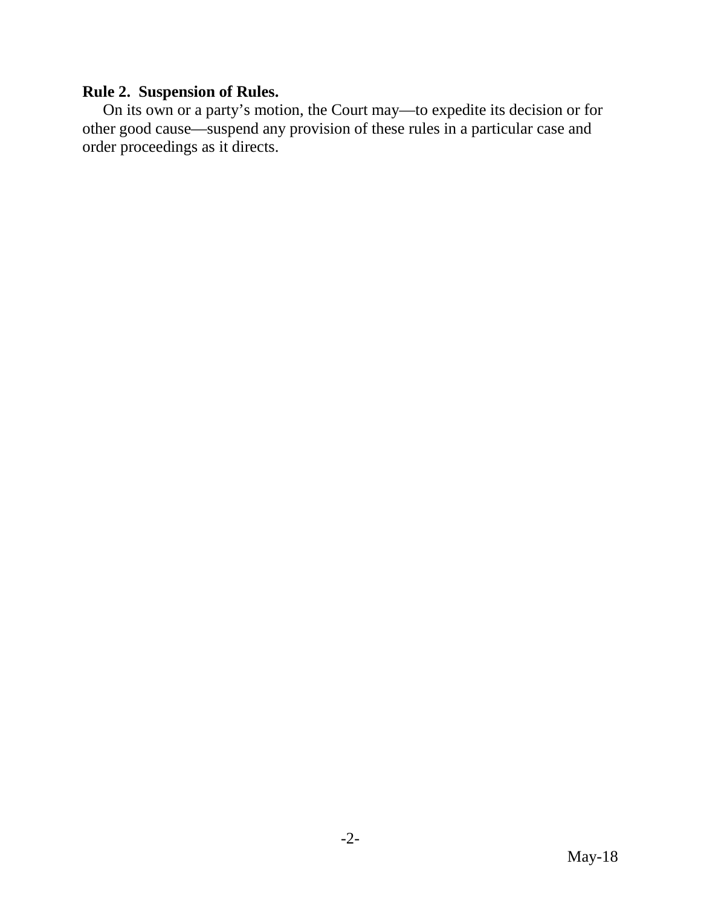**Rule 2. Suspension of Rules.**

On its own or a party’s motion, the Court may—to expedite its decision or for other good cause—suspend any provision of these rules in a particular case and order proceedings as it directs.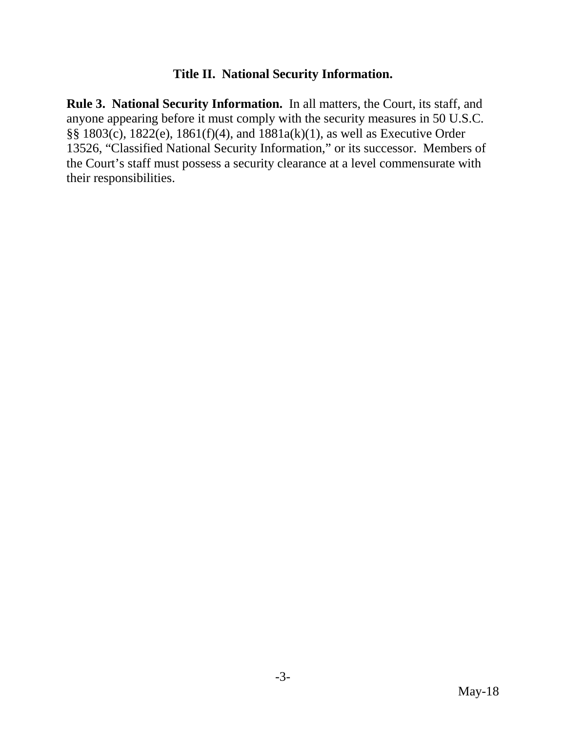## Title II. National Security Information.

**Rule 3. National Security Information.** In all matters, the Court, its staff, and anyone appearing before it must comply with the security measures in 50 U.S.C. §§ 1803(c), 1822(e), 1861(f)(4), and 1881a(k)(1), as well as Executive Order 13526, "Classified National Security Information," or its successor. Members of the Court's staff must possess a security clearance at a level commensurate with their responsibilities.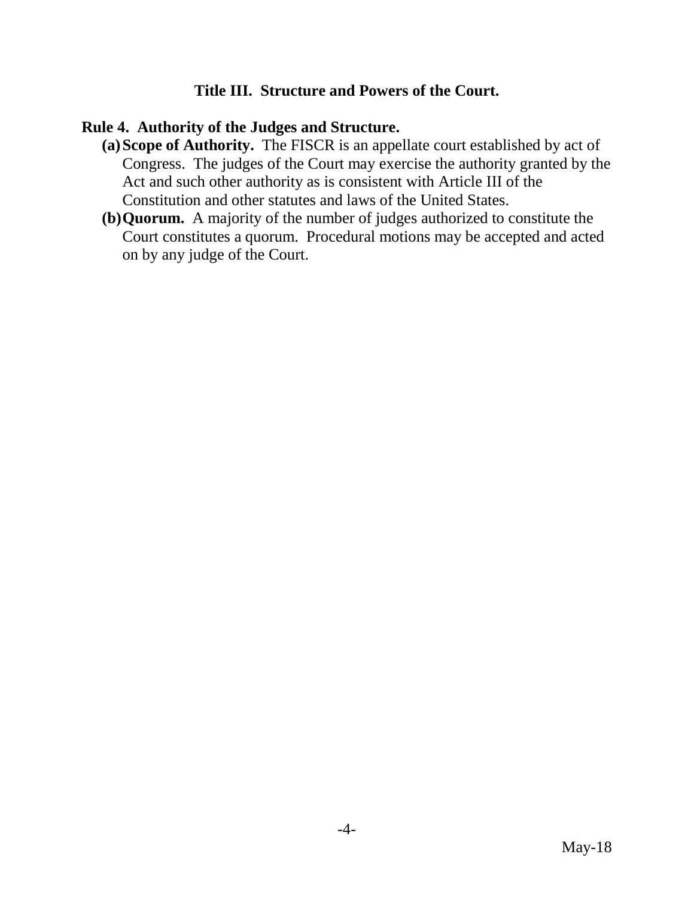## Title III. Structure and Powers of the Court.

### Rule 4. Authority of the Judges and Structure.

**(a) Scope of Authority.** The FISCR is an appellate court established by act of Congress. The judges of the Court may exercise the authority granted by the Act and such other authority as is consistent with Article III of the Constitution and other statutes and laws of the United States.

**(b) Quorum.** A majority of the number of judges authorized to constitute the Court constitutes a quorum. Procedural motions may be accepted and acted on by any judge of the Court.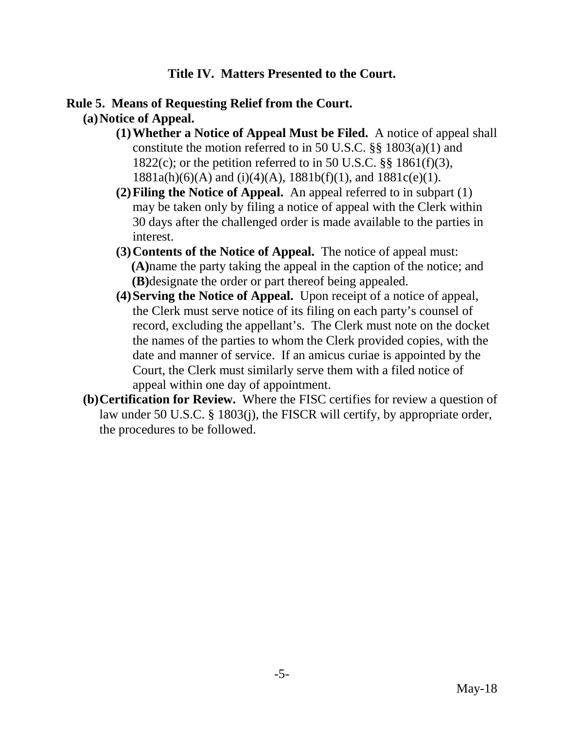## Title IV. Matters Presented to the Court.

### Rule 5. Means of Requesting Relief from the Court.

**(a) Notice of Appeal.**

**(1) Whether a Notice of Appeal Must be Filed.** A notice of appeal shall constitute the motion referred to in 50 U.S.C. §§ 1803(a)(1) and 1822(c); or the petition referred to in 50 U.S.C. §§ 1861(f)(3), 1881a(h)(6)(A) and (i)(4)(A), 1881b(f)(1), and 1881c(e)(1).

**(2) Filing the Notice of Appeal.** An appeal referred to in subpart (1) may be taken only by filing a notice of appeal with the Clerk within 30 days after the challenged order is made available to the parties in interest.

**(3) Contents of the Notice of Appeal.** The notice of appeal must:

**(A)** name the party taking the appeal in the caption of the notice; and

**(B)** designate the order or part thereof being appealed.

**(4) Serving the Notice of Appeal.** Upon receipt of a notice of appeal, the Clerk must serve notice of its filing on each party's counsel of record, excluding the appellant's. The Clerk must note on the docket the names of the parties to whom the Clerk provided copies, with the date and manner of service. If an amicus curiae is appointed by the Court, the Clerk must similarly serve them with a filed notice of appeal within one day of appointment.

**(b) Certification for Review.** Where the FISC certifies for review a question of law under 50 U.S.C. § 1803(j), the FISCR will certify, by appropriate order, the procedures to be followed.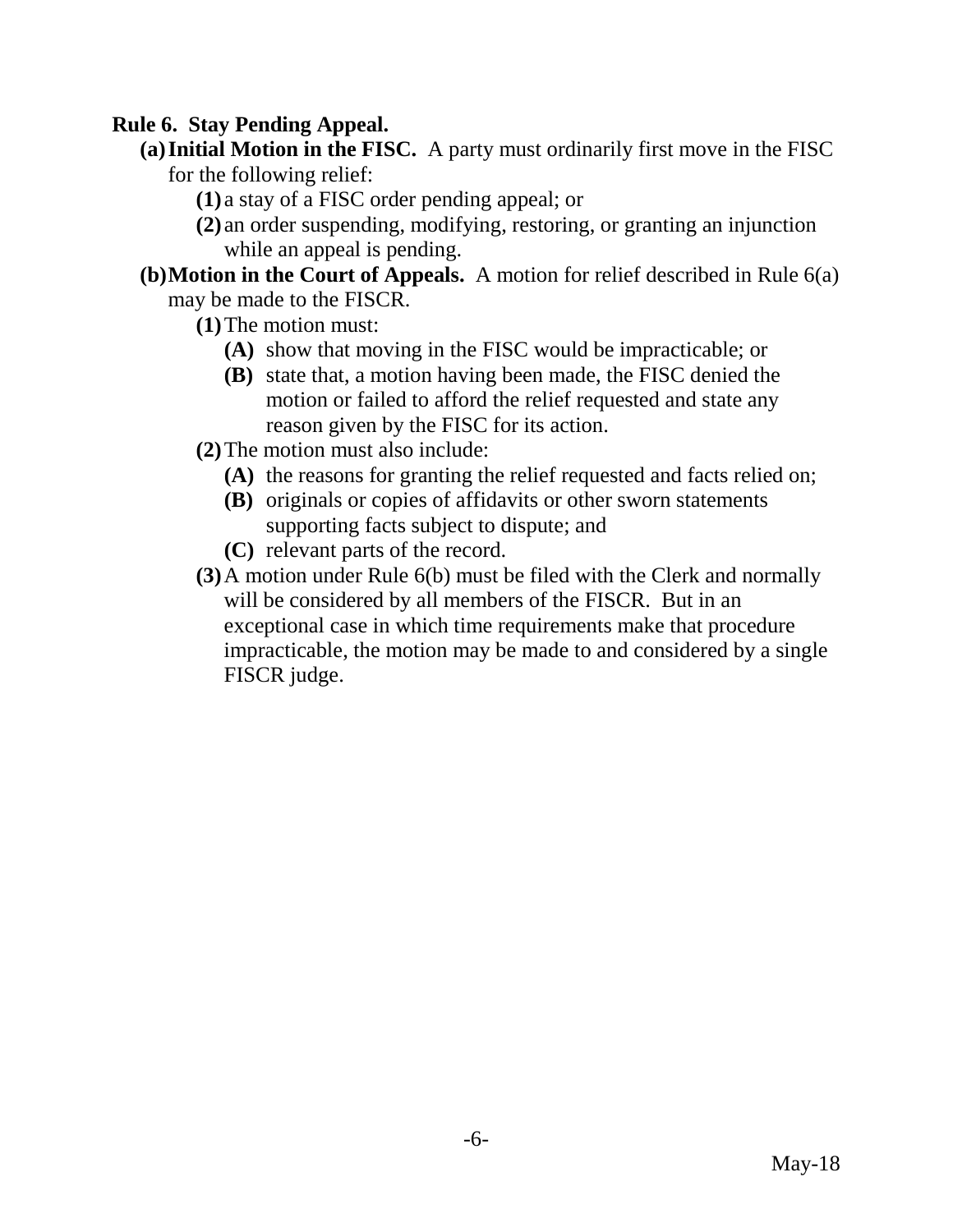**Rule 6. Stay Pending Appeal.**

- **(a) Initial Motion in the FISC.** A party must ordinarily first move in the FISC for the following relief:
  - **(1)** a stay of a FISC order pending appeal; or
  - **(2)** an order suspending, modifying, restoring, or granting an injunction while an appeal is pending.
- **(b) Motion in the Court of Appeals.** A motion for relief described in Rule 6(a) may be made to the FISCR.
  - **(1)** The motion must:
    - **(A)** show that moving in the FISC would be impracticable; or
    - **(B)** state that, a motion having been made, the FISC denied the motion or failed to afford the relief requested and state any reason given by the FISC for its action.
  - **(2)** The motion must also include:
    - **(A)** the reasons for granting the relief requested and facts relied on;
    - **(B)** originals or copies of affidavits or other sworn statements supporting facts subject to dispute; and
    - **(C)** relevant parts of the record.
  - **(3)** A motion under Rule 6(b) must be filed with the Clerk and normally will be considered by all members of the FISCR. But in an exceptional case in which time requirements make that procedure impracticable, the motion may be made to and considered by a single FISCR judge.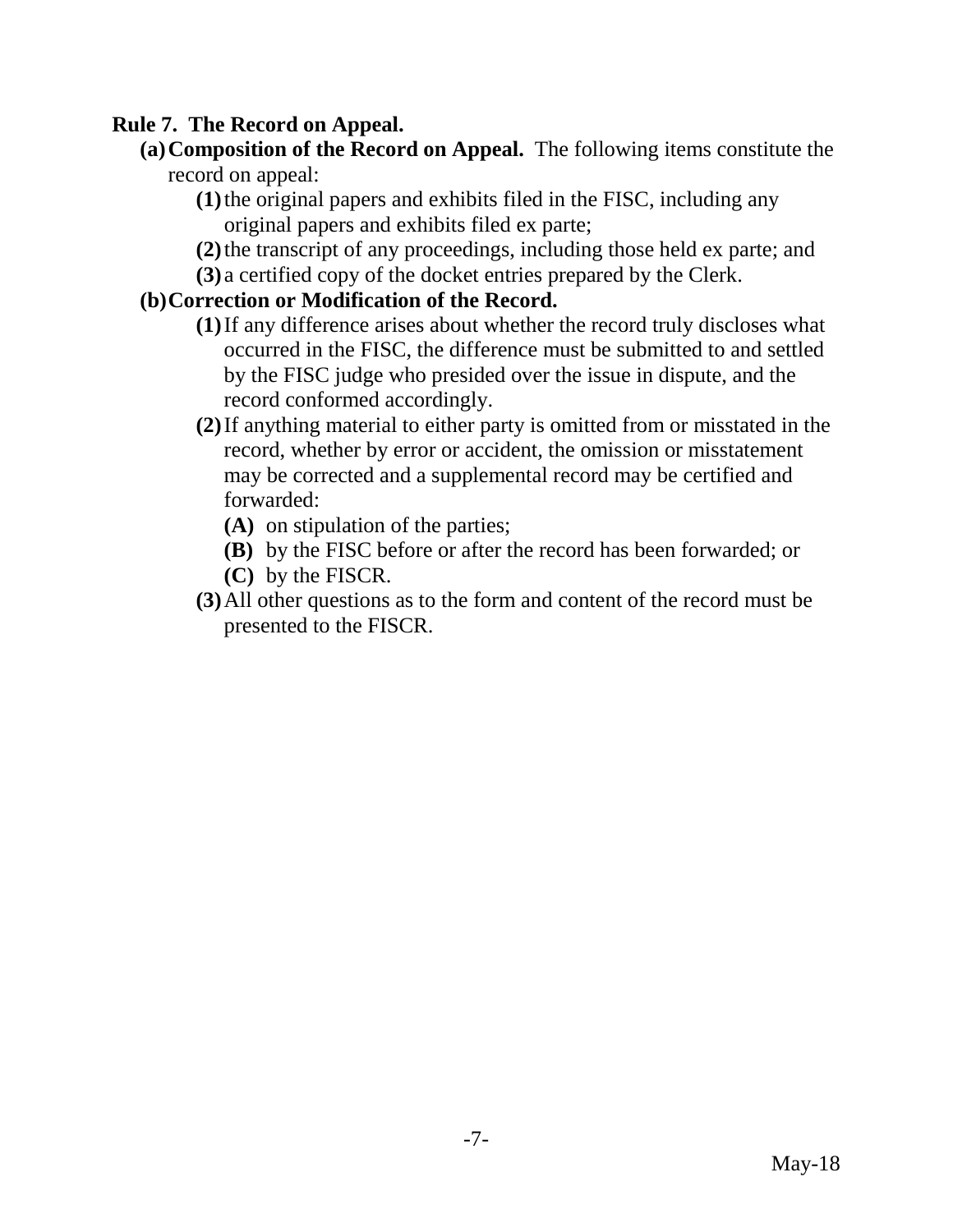## Rule 7. The Record on Appeal.

**(a) Composition of the Record on Appeal.** The following items constitute the record on appeal:

- **(1)** the original papers and exhibits filed in the FISC, including any original papers and exhibits filed ex parte;
- **(2)** the transcript of any proceedings, including those held ex parte; and
- **(3)** a certified copy of the docket entries prepared by the Clerk.

**(b) Correction or Modification of the Record.**

- **(1)** If any difference arises about whether the record truly discloses what occurred in the FISC, the difference must be submitted to and settled by the FISC judge who presided over the issue in dispute, and the record conformed accordingly.
- **(2)** If anything material to either party is omitted from or misstated in the record, whether by error or accident, the omission or misstatement may be corrected and a supplemental record may be certified and forwarded:
  - **(A)** on stipulation of the parties;
  - **(B)** by the FISC before or after the record has been forwarded; or
  - **(C)** by the FISCR.
- **(3)** All other questions as to the form and content of the record must be presented to the FISCR.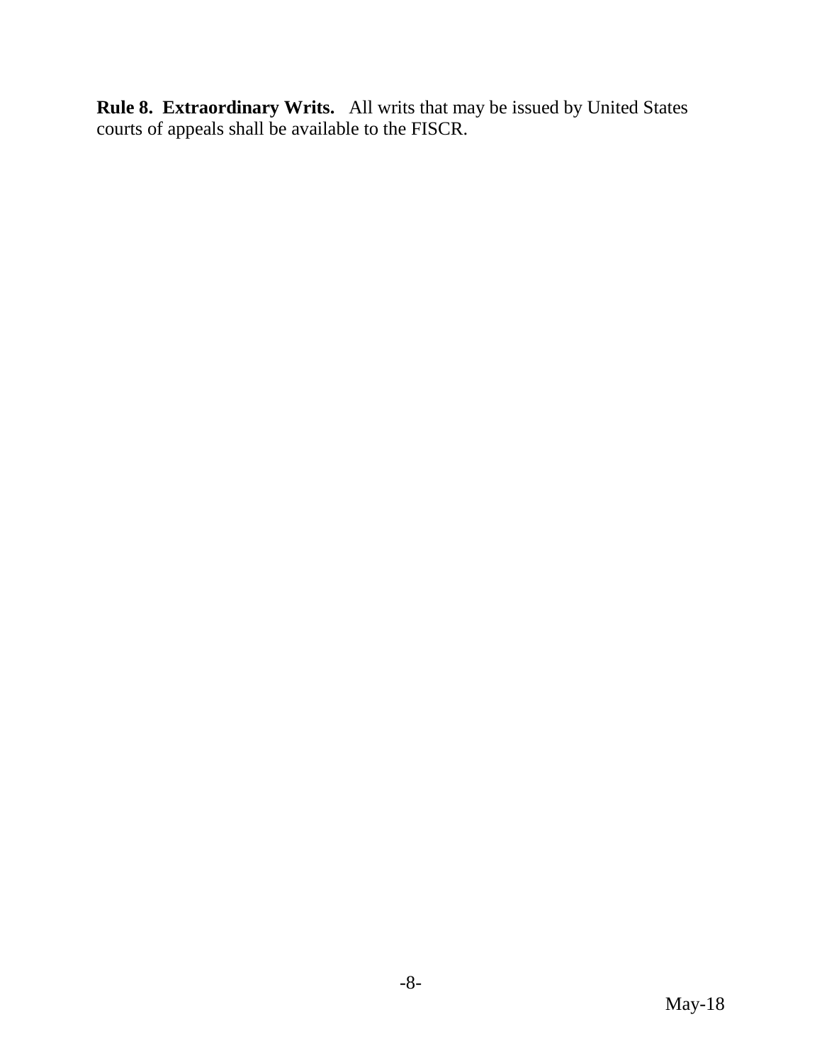**Rule 8. Extraordinary Writs.** All writs that may be issued by United States courts of appeals shall be available to the FISCR.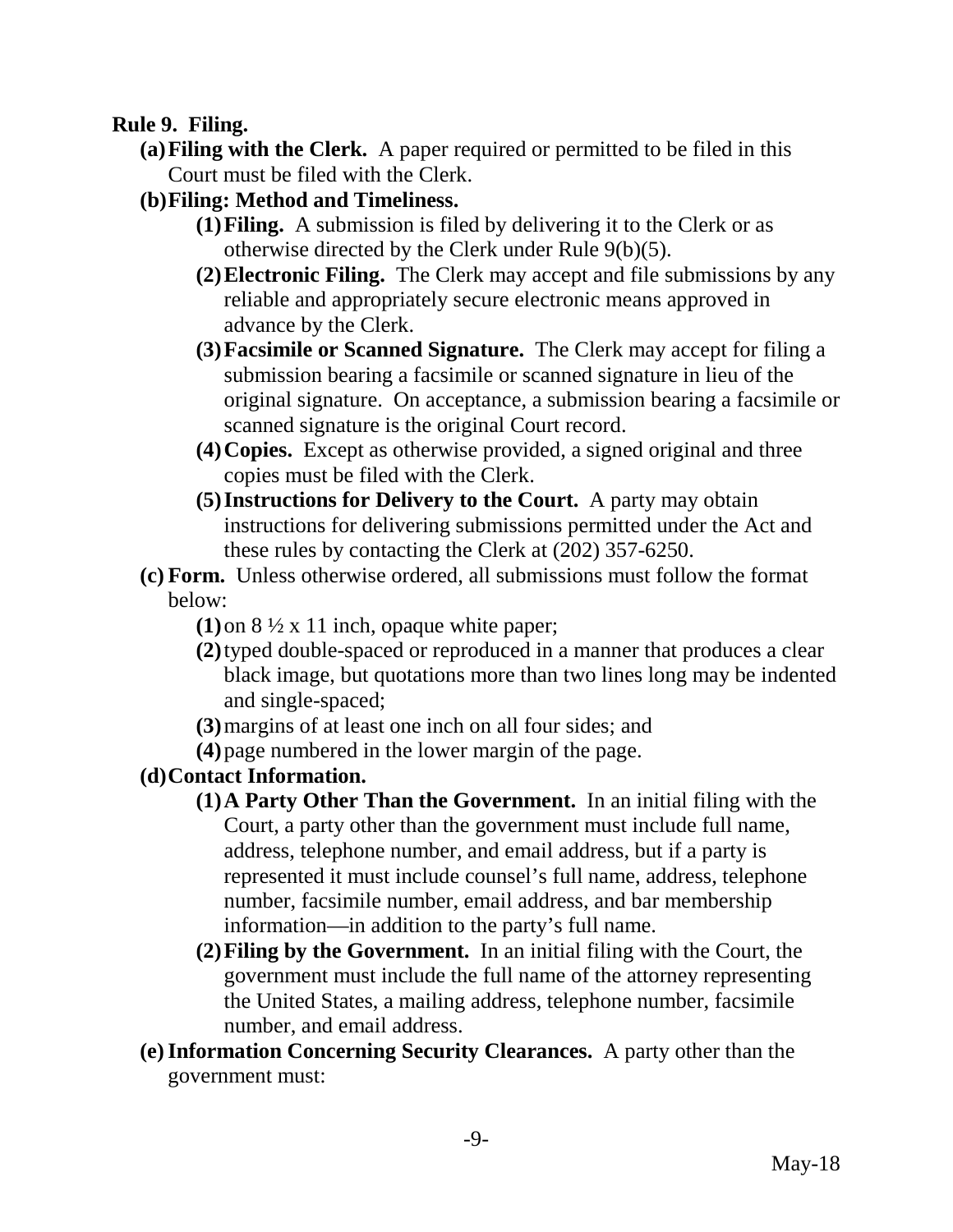**Rule 9. Filing.**

- **(a) Filing with the Clerk.** A paper required or permitted to be filed in this Court must be filed with the Clerk.
- **(b) Filing: Method and Timeliness.**
  - **(1) Filing.** A submission is filed by delivering it to the Clerk or as otherwise directed by the Clerk under Rule 9(b)(5).
  - **(2) Electronic Filing.** The Clerk may accept and file submissions by any reliable and appropriately secure electronic means approved in advance by the Clerk.
  - **(3) Facsimile or Scanned Signature.** The Clerk may accept for filing a submission bearing a facsimile or scanned signature in lieu of the original signature. On acceptance, a submission bearing a facsimile or scanned signature is the original Court record.
  - **(4) Copies.** Except as otherwise provided, a signed original and three copies must be filed with the Clerk.
  - **(5) Instructions for Delivery to the Court.** A party may obtain instructions for delivering submissions permitted under the Act and these rules by contacting the Clerk at (202) 357-6250.
- **(c) Form.** Unless otherwise ordered, all submissions must follow the format below:
  - **(1)** on 8 ½ x 11 inch, opaque white paper;
  - **(2)** typed double-spaced or reproduced in a manner that produces a clear black image, but quotations more than two lines long may be indented and single-spaced;
  - **(3)** margins of at least one inch on all four sides; and
  - **(4)** page numbered in the lower margin of the page.
- **(d) Contact Information.**
  - **(1) A Party Other Than the Government.** In an initial filing with the Court, a party other than the government must include full name, address, telephone number, and email address, but if a party is represented it must include counsel's full name, address, telephone number, facsimile number, email address, and bar membership information—in addition to the party's full name.
  - **(2) Filing by the Government.** In an initial filing with the Court, the government must include the full name of the attorney representing the United States, a mailing address, telephone number, facsimile number, and email address.
- **(e) Information Concerning Security Clearances.** A party other than the government must: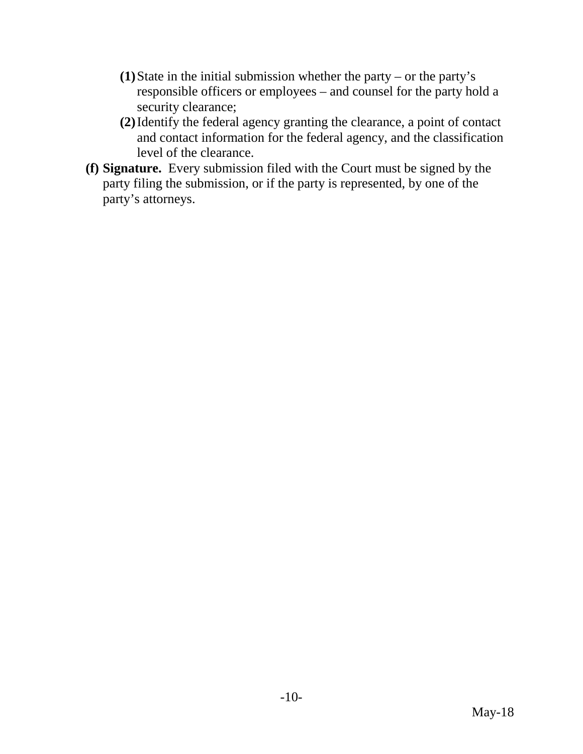- **(1)** State in the initial submission whether the party – or the party's responsible officers or employees – and counsel for the party hold a security clearance;
   - **(2)** Identify the federal agency granting the clearance, a point of contact and contact information for the federal agency, and the classification level of the clearance.

**(f) Signature.** Every submission filed with the Court must be signed by the party filing the submission, or if the party is represented, by one of the party's attorneys.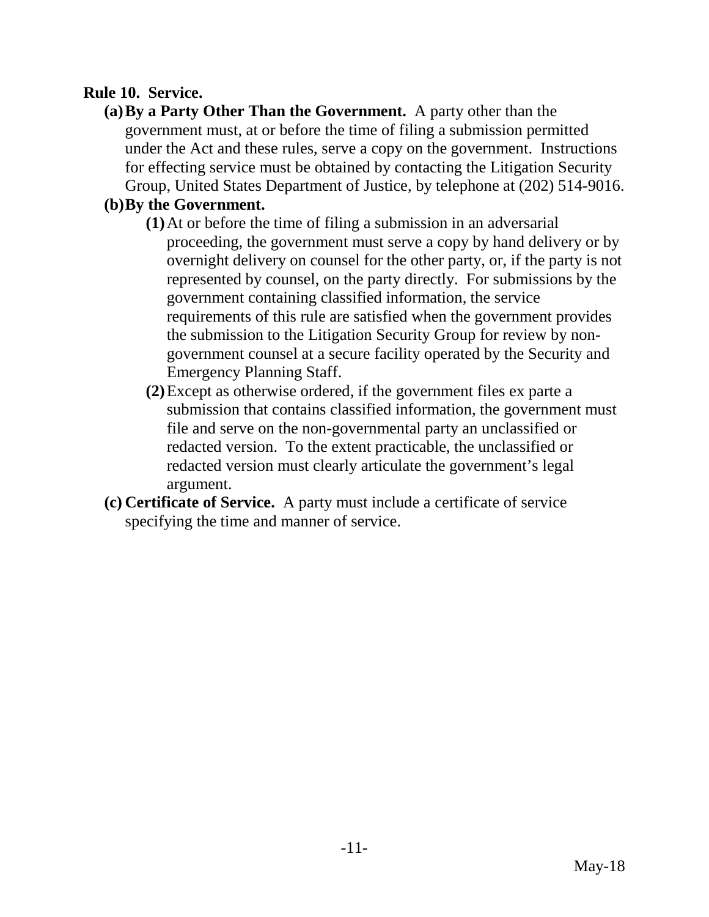**Rule 10. Service.**

- **(a) By a Party Other Than the Government.** A party other than the government must, at or before the time of filing a submission permitted under the Act and these rules, serve a copy on the government. Instructions for effecting service must be obtained by contacting the Litigation Security Group, United States Department of Justice, by telephone at (202) 514-9016.
- **(b) By the Government.**
  - **(1)** At or before the time of filing a submission in an adversarial proceeding, the government must serve a copy by hand delivery or by overnight delivery on counsel for the other party, or, if the party is not represented by counsel, on the party directly. For submissions by the government containing classified information, the service requirements of this rule are satisfied when the government provides the submission to the Litigation Security Group for review by non-government counsel at a secure facility operated by the Security and Emergency Planning Staff.
  - **(2)** Except as otherwise ordered, if the government files ex parte a submission that contains classified information, the government must file and serve on the non-governmental party an unclassified or redacted version. To the extent practicable, the unclassified or redacted version must clearly articulate the government's legal argument.
- **(c) Certificate of Service.** A party must include a certificate of service specifying the time and manner of service.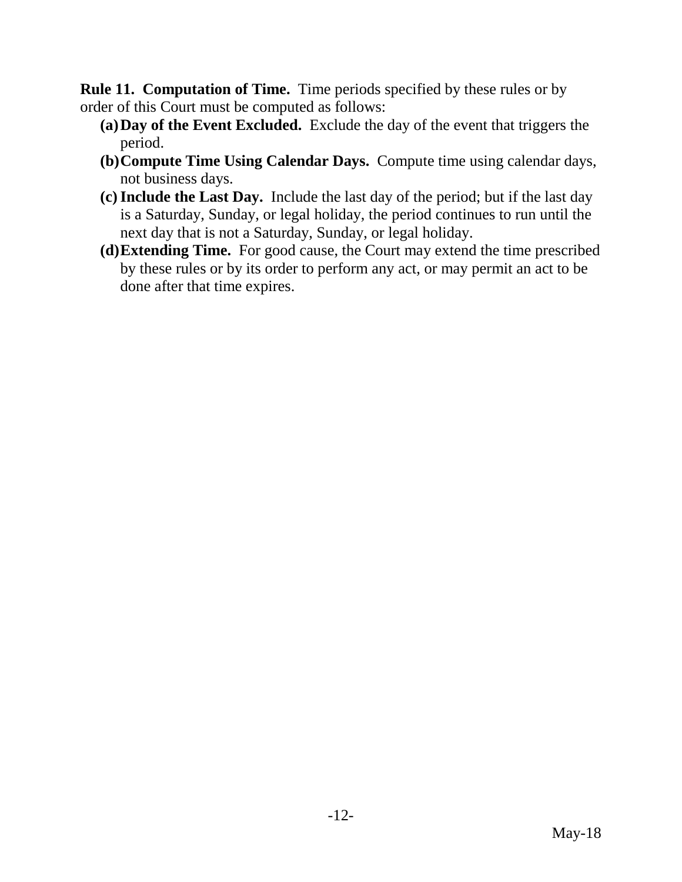**Rule 11. Computation of Time.** Time periods specified by these rules or by order of this Court must be computed as follows:

- **(a) Day of the Event Excluded.** Exclude the day of the event that triggers the period.
- **(b) Compute Time Using Calendar Days.** Compute time using calendar days, not business days.
- **(c) Include the Last Day.** Include the last day of the period; but if the last day is a Saturday, Sunday, or legal holiday, the period continues to run until the next day that is not a Saturday, Sunday, or legal holiday.
- **(d) Extending Time.** For good cause, the Court may extend the time prescribed by these rules or by its order to perform any act, or may permit an act to be done after that time expires.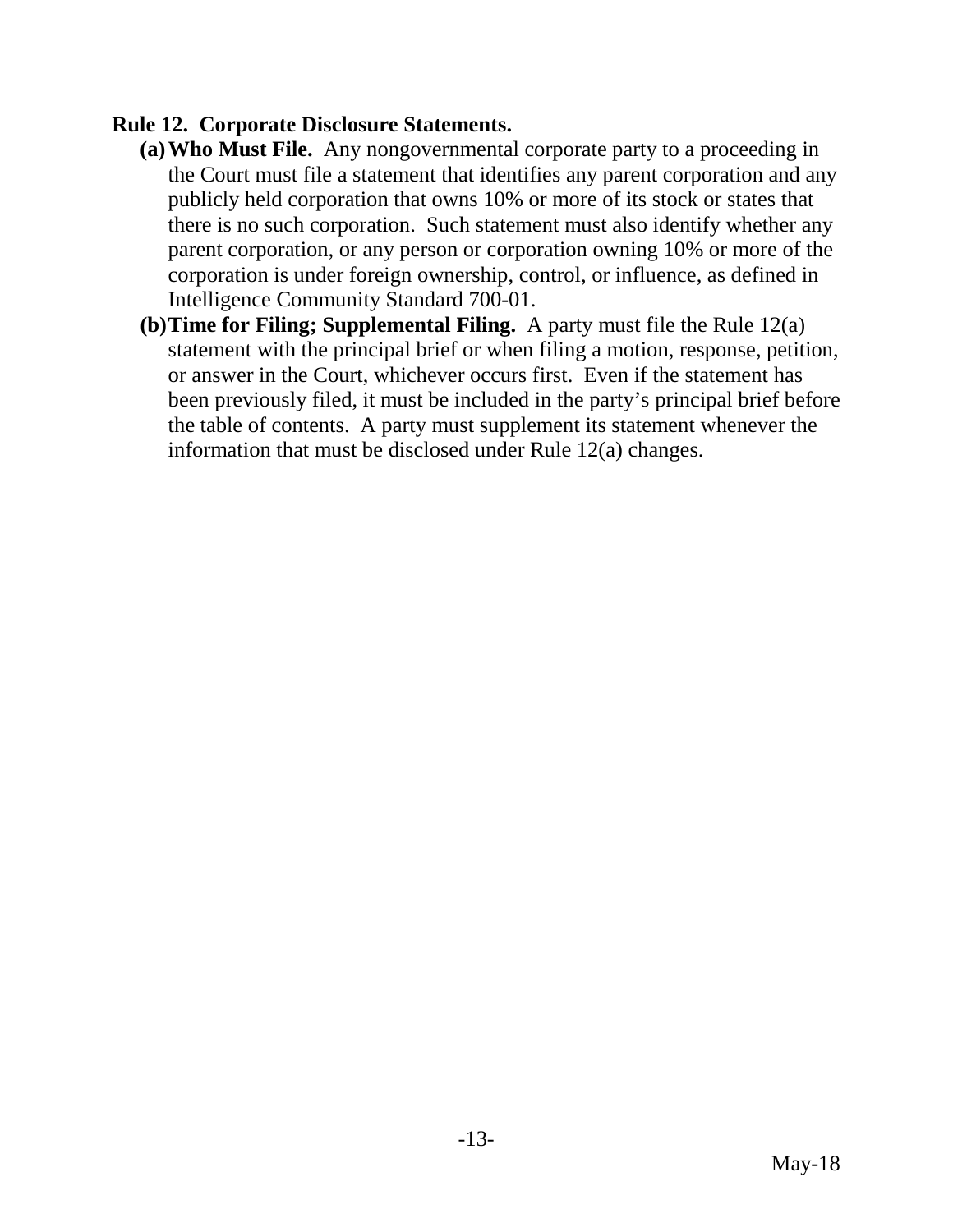**Rule 12. Corporate Disclosure Statements.**

**(a) Who Must File.** Any nongovernmental corporate party to a proceeding in the Court must file a statement that identifies any parent corporation and any publicly held corporation that owns 10% or more of its stock or states that there is no such corporation. Such statement must also identify whether any parent corporation, or any person or corporation owning 10% or more of the corporation is under foreign ownership, control, or influence, as defined in Intelligence Community Standard 700-01.

**(b) Time for Filing; Supplemental Filing.** A party must file the Rule 12(a) statement with the principal brief or when filing a motion, response, petition, or answer in the Court, whichever occurs first. Even if the statement has been previously filed, it must be included in the party's principal brief before the table of contents. A party must supplement its statement whenever the information that must be disclosed under Rule 12(a) changes.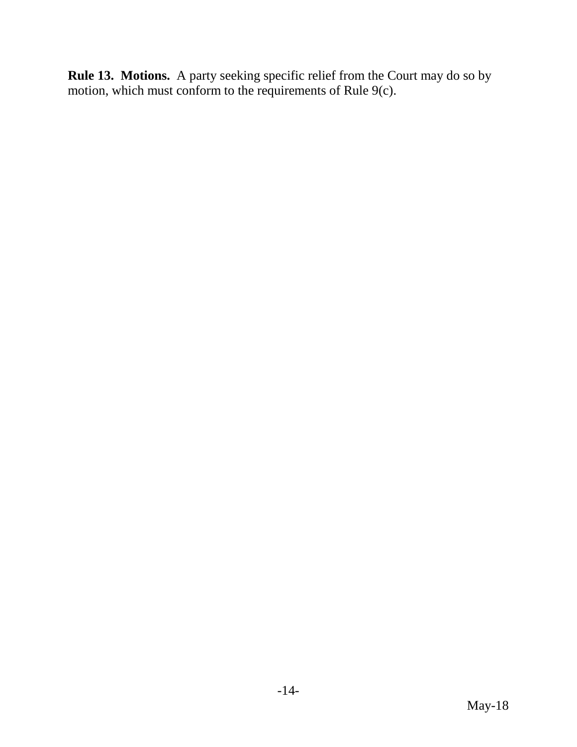**Rule 13. Motions.** A party seeking specific relief from the Court may do so by motion, which must conform to the requirements of Rule 9(c).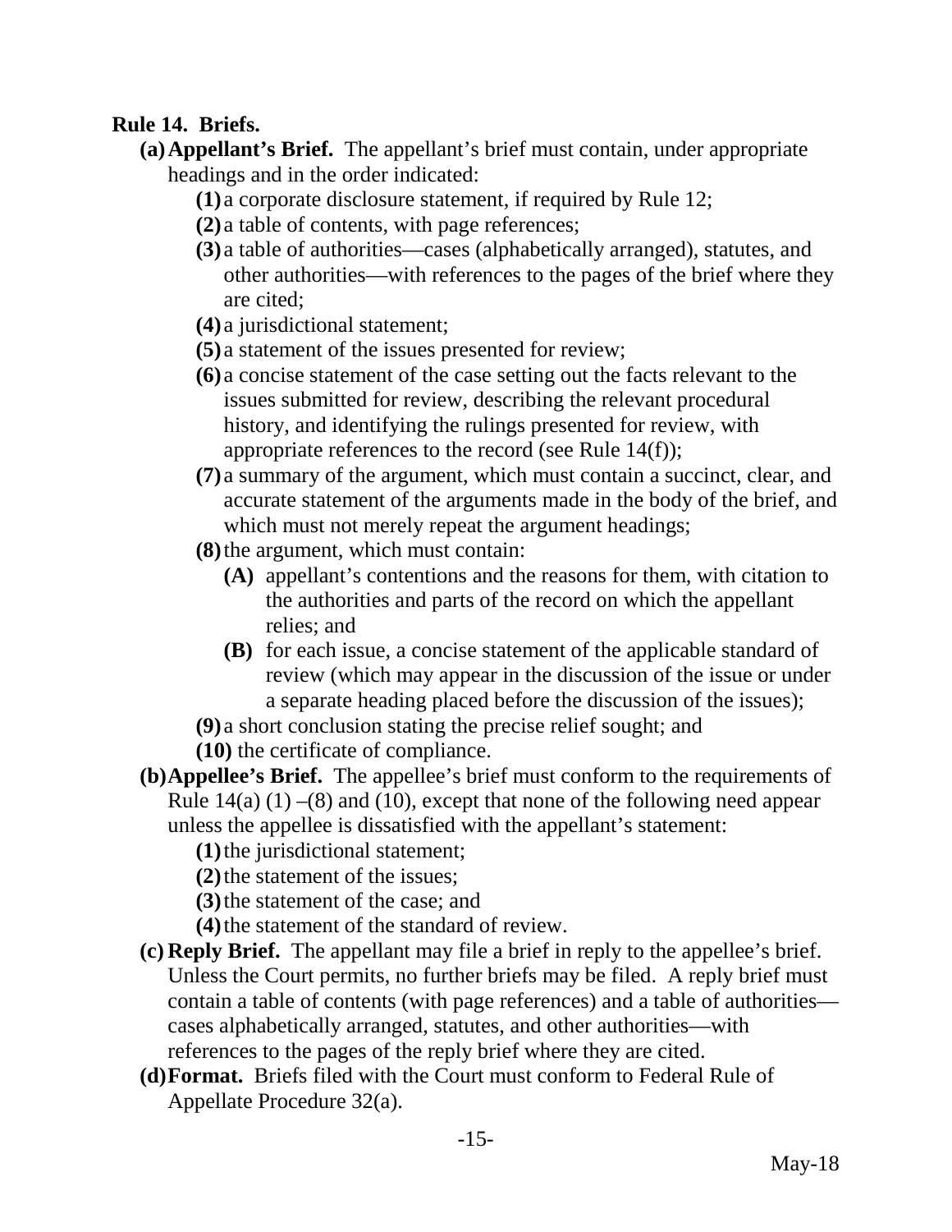**Rule 14. Briefs.**

- **(a) Appellant's Brief.** The appellant's brief must contain, under appropriate headings and in the order indicated:
  - **(1)** a corporate disclosure statement, if required by Rule 12;
  - **(2)** a table of contents, with page references;
  - **(3)** a table of authorities—cases (alphabetically arranged), statutes, and other authorities—with references to the pages of the brief where they are cited;
  - **(4)** a jurisdictional statement;
  - **(5)** a statement of the issues presented for review;
  - **(6)** a concise statement of the case setting out the facts relevant to the issues submitted for review, describing the relevant procedural history, and identifying the rulings presented for review, with appropriate references to the record (see Rule 14(f));
  - **(7)** a summary of the argument, which must contain a succinct, clear, and accurate statement of the arguments made in the body of the brief, and which must not merely repeat the argument headings;
  - **(8)** the argument, which must contain:
    - **(A)** appellant's contentions and the reasons for them, with citation to the authorities and parts of the record on which the appellant relies; and
    - **(B)** for each issue, a concise statement of the applicable standard of review (which may appear in the discussion of the issue or under a separate heading placed before the discussion of the issues);
  - **(9)** a short conclusion stating the precise relief sought; and
  - **(10)** the certificate of compliance.
- **(b) Appellee's Brief.** The appellee's brief must conform to the requirements of Rule 14(a) (1) –(8) and (10), except that none of the following need appear unless the appellee is dissatisfied with the appellant's statement:
  - **(1)** the jurisdictional statement;
  - **(2)** the statement of the issues;
  - **(3)** the statement of the case; and
  - **(4)** the statement of the standard of review.
- **(c) Reply Brief.** The appellant may file a brief in reply to the appellee's brief. Unless the Court permits, no further briefs may be filed. A reply brief must contain a table of contents (with page references) and a table of authorities—cases alphabetically arranged, statutes, and other authorities—with references to the pages of the reply brief where they are cited.
- **(d) Format.** Briefs filed with the Court must conform to Federal Rule of Appellate Procedure 32(a).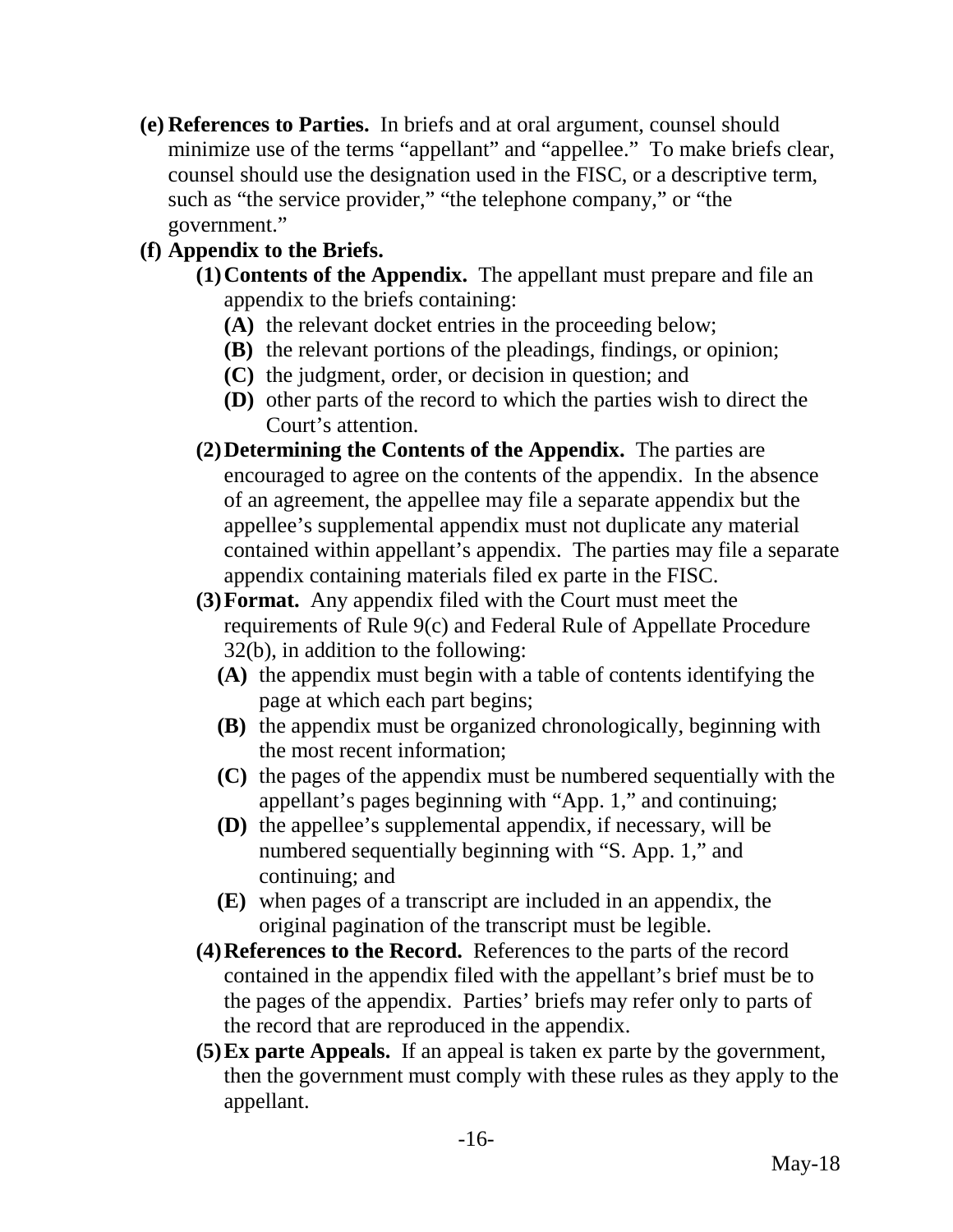**(e) References to Parties.** In briefs and at oral argument, counsel should minimize use of the terms "appellant" and "appellee." To make briefs clear, counsel should use the designation used in the FISC, or a descriptive term, such as "the service provider," "the telephone company," or "the government."

**(f) Appendix to the Briefs.**

**(1) Contents of the Appendix.** The appellant must prepare and file an appendix to the briefs containing:

- **(A)** the relevant docket entries in the proceeding below;
- **(B)** the relevant portions of the pleadings, findings, or opinion;
- **(C)** the judgment, order, or decision in question; and
- **(D)** other parts of the record to which the parties wish to direct the Court's attention.

**(2) Determining the Contents of the Appendix.** The parties are encouraged to agree on the contents of the appendix. In the absence of an agreement, the appellee may file a separate appendix but the appellee's supplemental appendix must not duplicate any material contained within appellant's appendix. The parties may file a separate appendix containing materials filed ex parte in the FISC.

**(3) Format.** Any appendix filed with the Court must meet the requirements of Rule 9(c) and Federal Rule of Appellate Procedure 32(b), in addition to the following:

- **(A)** the appendix must begin with a table of contents identifying the page at which each part begins;
- **(B)** the appendix must be organized chronologically, beginning with the most recent information;
- **(C)** the pages of the appendix must be numbered sequentially with the appellant's pages beginning with "App. 1," and continuing;
- **(D)** the appellee's supplemental appendix, if necessary, will be numbered sequentially beginning with "S. App. 1," and continuing; and
- **(E)** when pages of a transcript are included in an appendix, the original pagination of the transcript must be legible.

**(4) References to the Record.** References to the parts of the record contained in the appendix filed with the appellant's brief must be to the pages of the appendix. Parties' briefs may refer only to parts of the record that are reproduced in the appendix.

**(5) Ex parte Appeals.** If an appeal is taken ex parte by the government, then the government must comply with these rules as they apply to the appellant.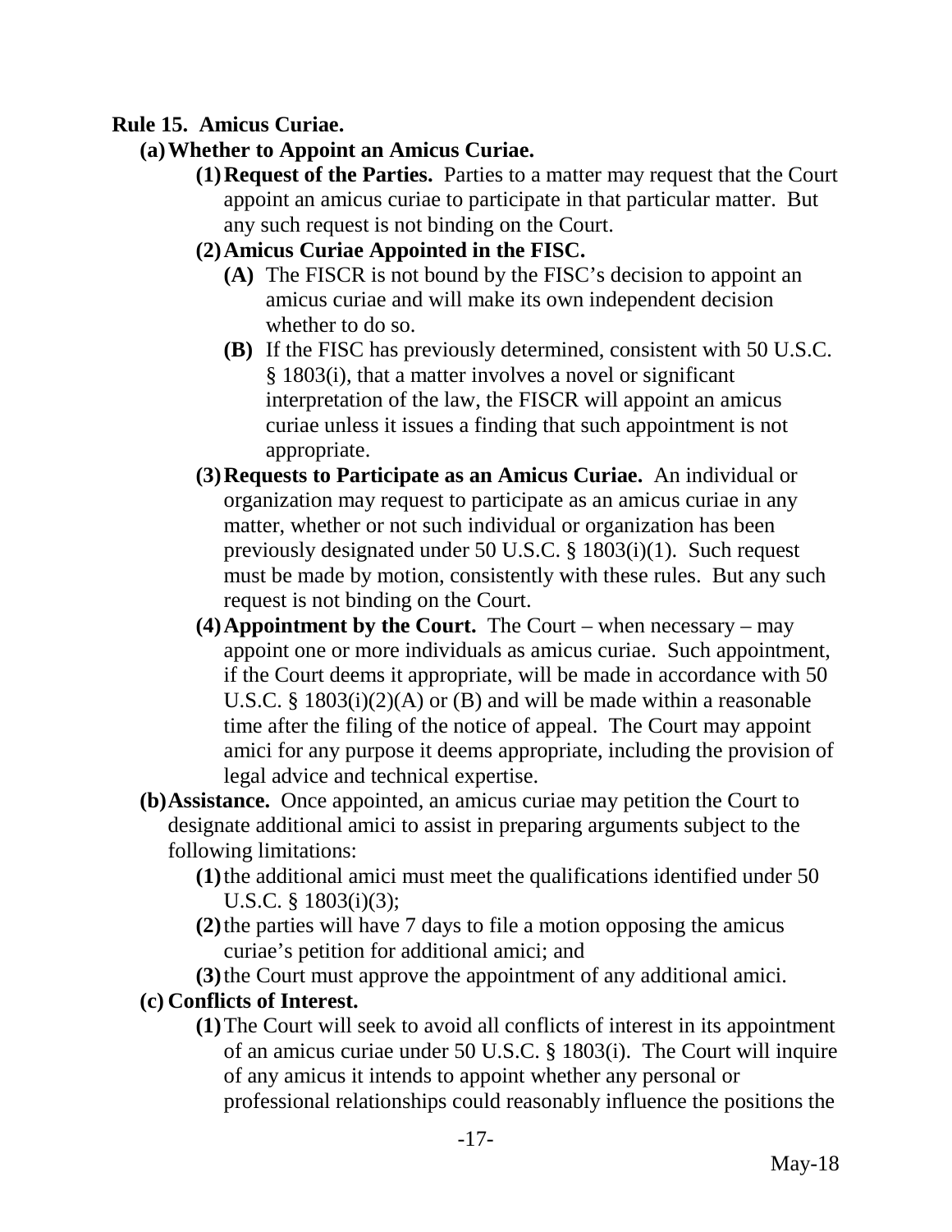**Rule 15. Amicus Curiae.**

**(a) Whether to Appoint an Amicus Curiae.**

**(1) Request of the Parties.** Parties to a matter may request that the Court appoint an amicus curiae to participate in that particular matter. But any such request is not binding on the Court.

**(2) Amicus Curiae Appointed in the FISC.**

**(A)** The FISCR is not bound by the FISC's decision to appoint an amicus curiae and will make its own independent decision whether to do so.

**(B)** If the FISC has previously determined, consistent with 50 U.S.C. § 1803(i), that a matter involves a novel or significant interpretation of the law, the FISCR will appoint an amicus curiae unless it issues a finding that such appointment is not appropriate.

**(3) Requests to Participate as an Amicus Curiae.** An individual or organization may request to participate as an amicus curiae in any matter, whether or not such individual or organization has been previously designated under 50 U.S.C. § 1803(i)(1). Such request must be made by motion, consistently with these rules. But any such request is not binding on the Court.

**(4) Appointment by the Court.** The Court – when necessary – may appoint one or more individuals as amicus curiae. Such appointment, if the Court deems it appropriate, will be made in accordance with 50 U.S.C. § 1803(i)(2)(A) or (B) and will be made within a reasonable time after the filing of the notice of appeal. The Court may appoint amici for any purpose it deems appropriate, including the provision of legal advice and technical expertise.

**(b) Assistance.** Once appointed, an amicus curiae may petition the Court to designate additional amici to assist in preparing arguments subject to the following limitations:

**(1)** the additional amici must meet the qualifications identified under 50 U.S.C. § 1803(i)(3);

**(2)** the parties will have 7 days to file a motion opposing the amicus curiae's petition for additional amici; and

**(3)** the Court must approve the appointment of any additional amici.

**(c) Conflicts of Interest.**

**(1)** The Court will seek to avoid all conflicts of interest in its appointment of an amicus curiae under 50 U.S.C. § 1803(i). The Court will inquire of any amicus it intends to appoint whether any personal or professional relationships could reasonably influence the positions the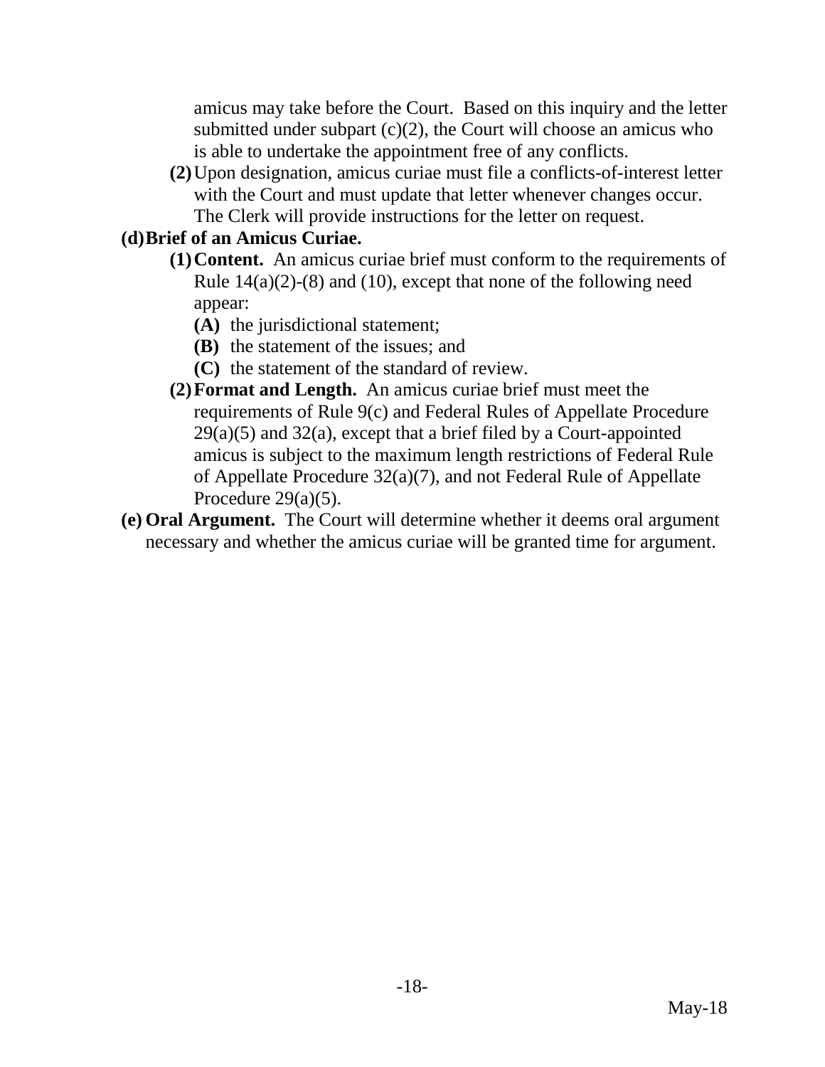amicus may take before the Court. Based on this inquiry and the letter submitted under subpart (c)(2), the Court will choose an amicus who is able to undertake the appointment free of any conflicts.

**(2)** Upon designation, amicus curiae must file a conflicts-of-interest letter with the Court and must update that letter whenever changes occur. The Clerk will provide instructions for the letter on request.

**(d) Brief of an Amicus Curiae.**

**(1) Content.** An amicus curiae brief must conform to the requirements of Rule 14(a)(2)-(8) and (10), except that none of the following need appear:

**(A)** the jurisdictional statement;

**(B)** the statement of the issues; and

**(C)** the statement of the standard of review.

**(2) Format and Length.** An amicus curiae brief must meet the requirements of Rule 9(c) and Federal Rules of Appellate Procedure 29(a)(5) and 32(a), except that a brief filed by a Court-appointed amicus is subject to the maximum length restrictions of Federal Rule of Appellate Procedure 32(a)(7), and not Federal Rule of Appellate Procedure 29(a)(5).

**(e) Oral Argument.** The Court will determine whether it deems oral argument necessary and whether the amicus curiae will be granted time for argument.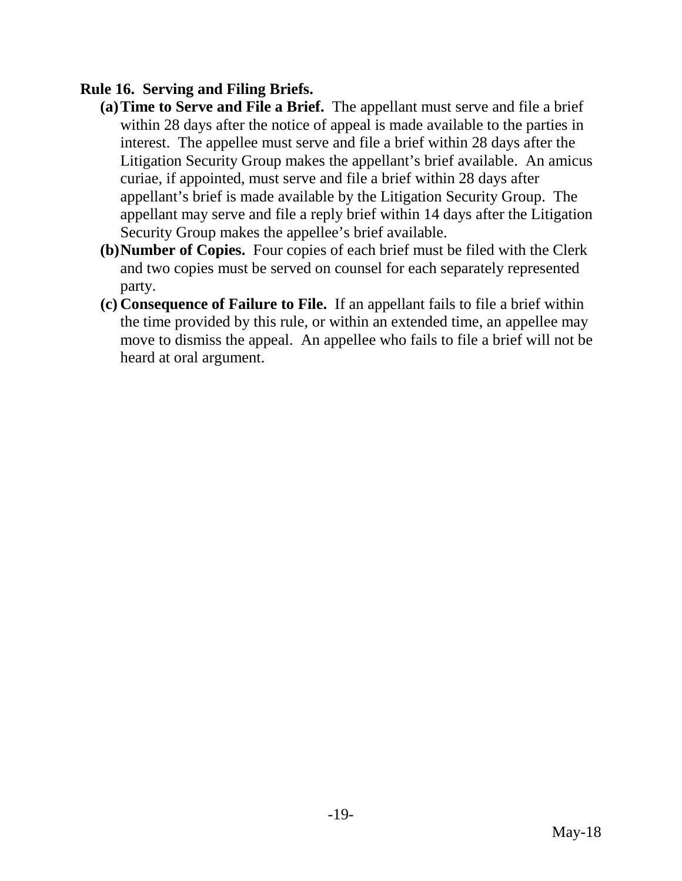**Rule 16. Serving and Filing Briefs.**

**(a) Time to Serve and File a Brief.** The appellant must serve and file a brief within 28 days after the notice of appeal is made available to the parties in interest. The appellee must serve and file a brief within 28 days after the Litigation Security Group makes the appellant's brief available. An amicus curiae, if appointed, must serve and file a brief within 28 days after appellant's brief is made available by the Litigation Security Group. The appellant may serve and file a reply brief within 14 days after the Litigation Security Group makes the appellee's brief available.

**(b) Number of Copies.** Four copies of each brief must be filed with the Clerk and two copies must be served on counsel for each separately represented party.

**(c) Consequence of Failure to File.** If an appellant fails to file a brief within the time provided by this rule, or within an extended time, an appellee may move to dismiss the appeal. An appellee who fails to file a brief will not be heard at oral argument.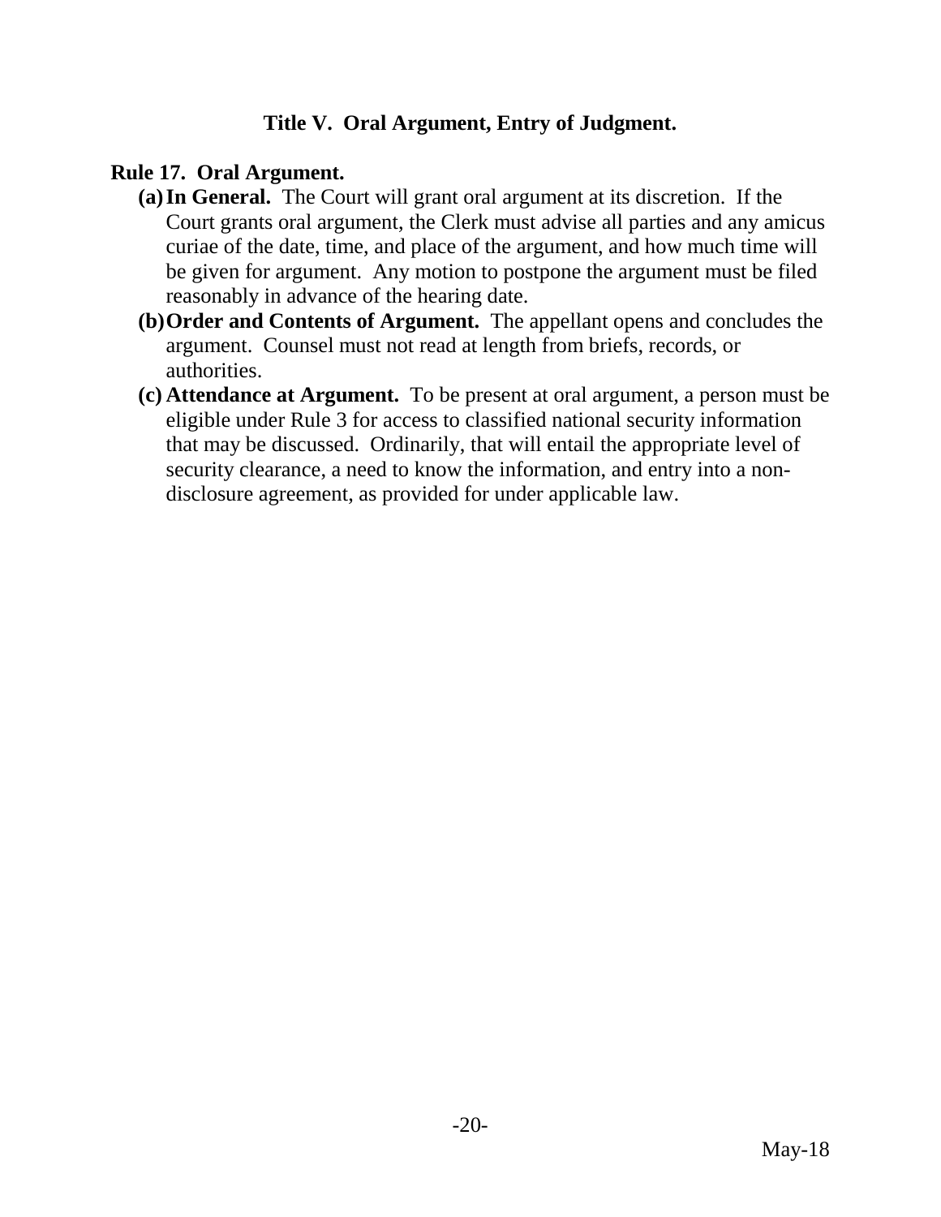## Title V. Oral Argument, Entry of Judgment.

### Rule 17. Oral Argument.

**(a) In General.** The Court will grant oral argument at its discretion. If the Court grants oral argument, the Clerk must advise all parties and any amicus curiae of the date, time, and place of the argument, and how much time will be given for argument. Any motion to postpone the argument must be filed reasonably in advance of the hearing date.

**(b) Order and Contents of Argument.** The appellant opens and concludes the argument. Counsel must not read at length from briefs, records, or authorities.

**(c) Attendance at Argument.** To be present at oral argument, a person must be eligible under Rule 3 for access to classified national security information that may be discussed. Ordinarily, that will entail the appropriate level of security clearance, a need to know the information, and entry into a non-disclosure agreement, as provided for under applicable law.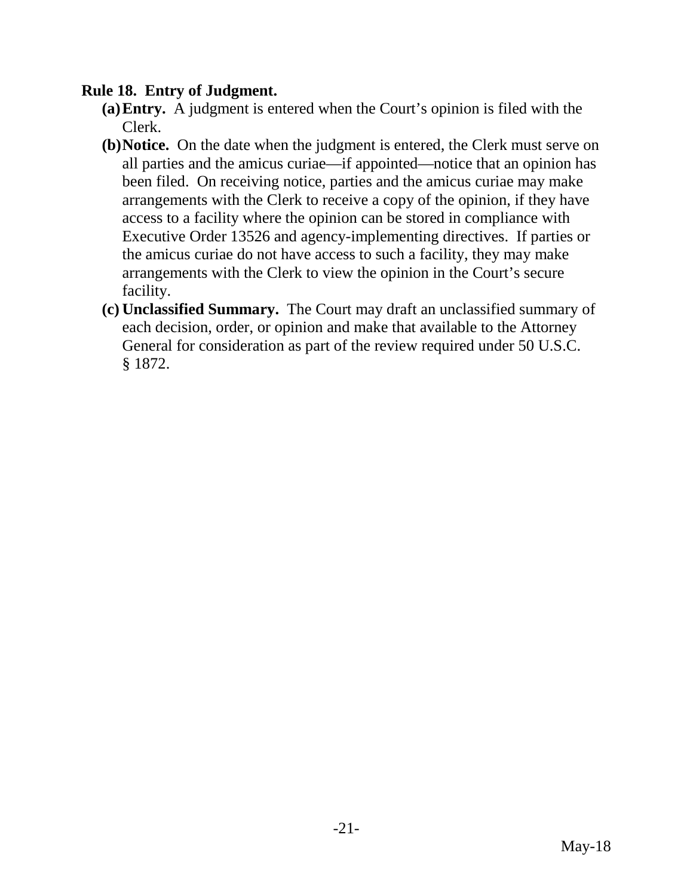**Rule 18. Entry of Judgment.**

**(a) Entry.** A judgment is entered when the Court's opinion is filed with the Clerk.

**(b) Notice.** On the date when the judgment is entered, the Clerk must serve on all parties and the amicus curiae—if appointed—notice that an opinion has been filed. On receiving notice, parties and the amicus curiae may make arrangements with the Clerk to receive a copy of the opinion, if they have access to a facility where the opinion can be stored in compliance with Executive Order 13526 and agency-implementing directives. If parties or the amicus curiae do not have access to such a facility, they may make arrangements with the Clerk to view the opinion in the Court's secure facility.

**(c) Unclassified Summary.** The Court may draft an unclassified summary of each decision, order, or opinion and make that available to the Attorney General for consideration as part of the review required under 50 U.S.C. § 1872.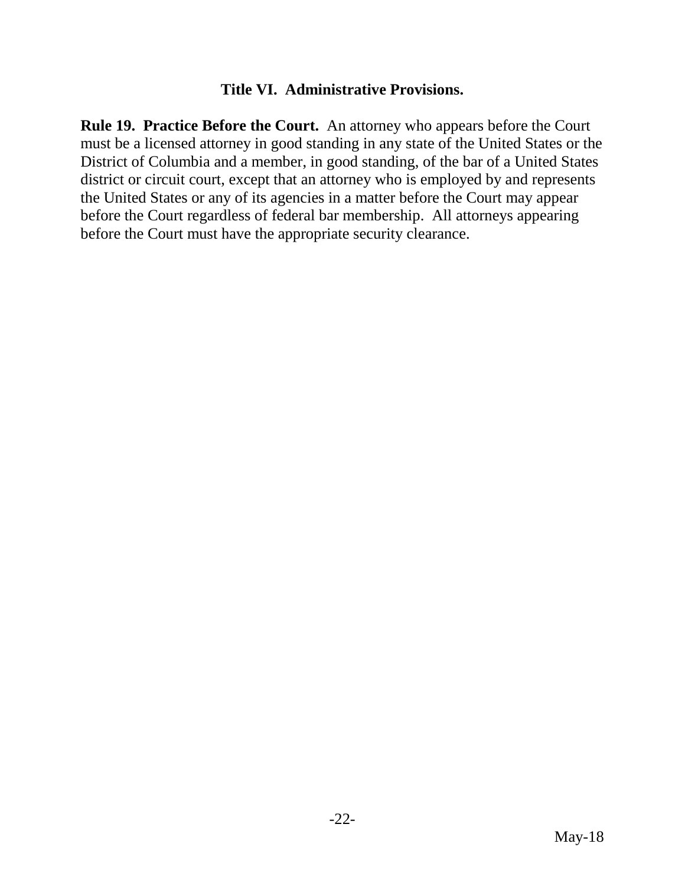## Title VI. Administrative Provisions.

**Rule 19. Practice Before the Court.** An attorney who appears before the Court must be a licensed attorney in good standing in any state of the United States or the District of Columbia and a member, in good standing, of the bar of a United States district or circuit court, except that an attorney who is employed by and represents the United States or any of its agencies in a matter before the Court may appear before the Court regardless of federal bar membership. All attorneys appearing before the Court must have the appropriate security clearance.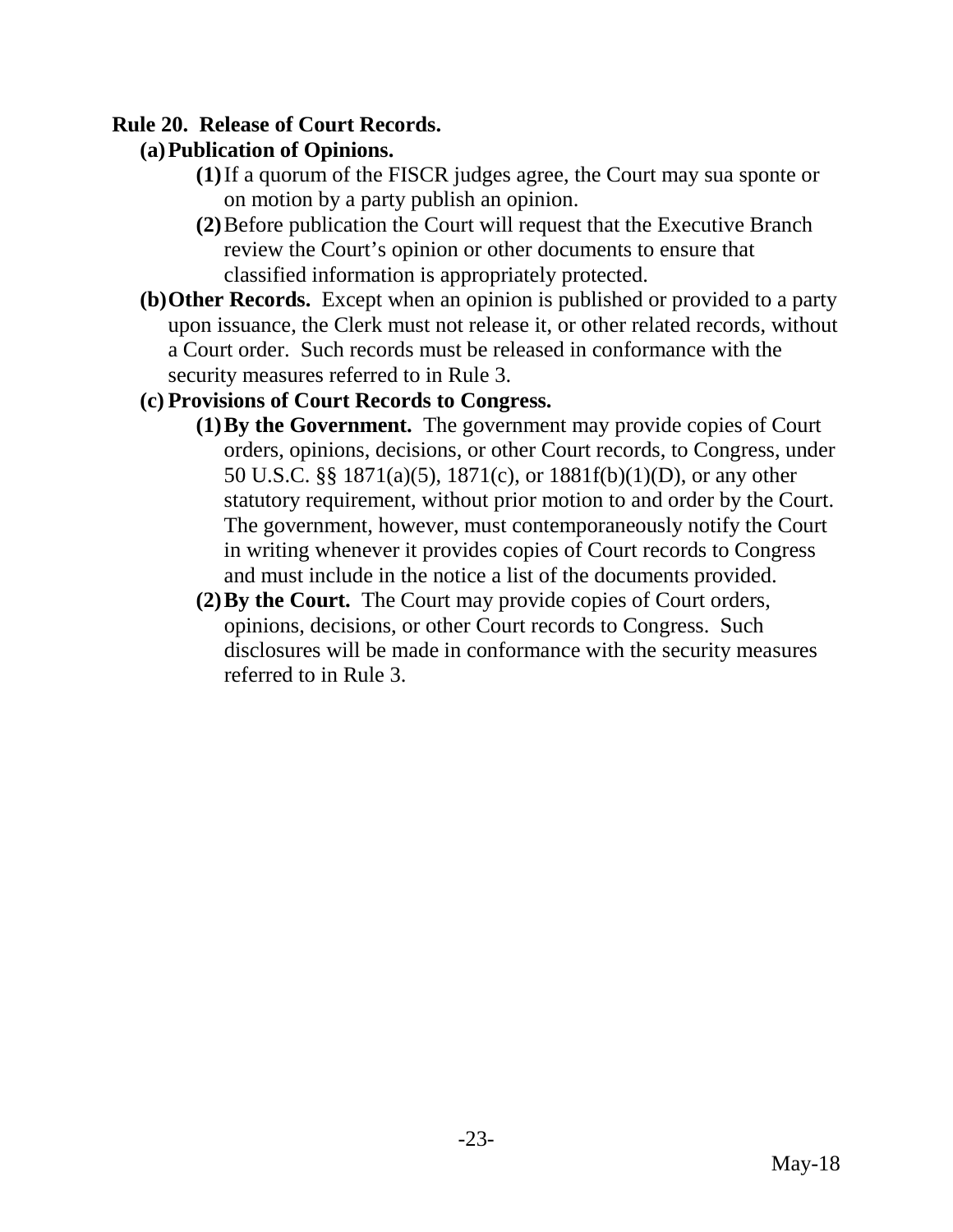**Rule 20. Release of Court Records.**

**(a) Publication of Opinions.**

- **(1)** If a quorum of the FISCR judges agree, the Court may sua sponte or on motion by a party publish an opinion.
- **(2)** Before publication the Court will request that the Executive Branch review the Court's opinion or other documents to ensure that classified information is appropriately protected.

**(b) Other Records.** Except when an opinion is published or provided to a party upon issuance, the Clerk must not release it, or other related records, without a Court order. Such records must be released in conformance with the security measures referred to in Rule 3.

**(c) Provisions of Court Records to Congress.**

- **(1) By the Government.** The government may provide copies of Court orders, opinions, decisions, or other Court records, to Congress, under 50 U.S.C. §§ 1871(a)(5), 1871(c), or 1881f(b)(1)(D), or any other statutory requirement, without prior motion to and order by the Court. The government, however, must contemporaneously notify the Court in writing whenever it provides copies of Court records to Congress and must include in the notice a list of the documents provided.
- **(2) By the Court.** The Court may provide copies of Court orders, opinions, decisions, or other Court records to Congress. Such disclosures will be made in conformance with the security measures referred to in Rule 3.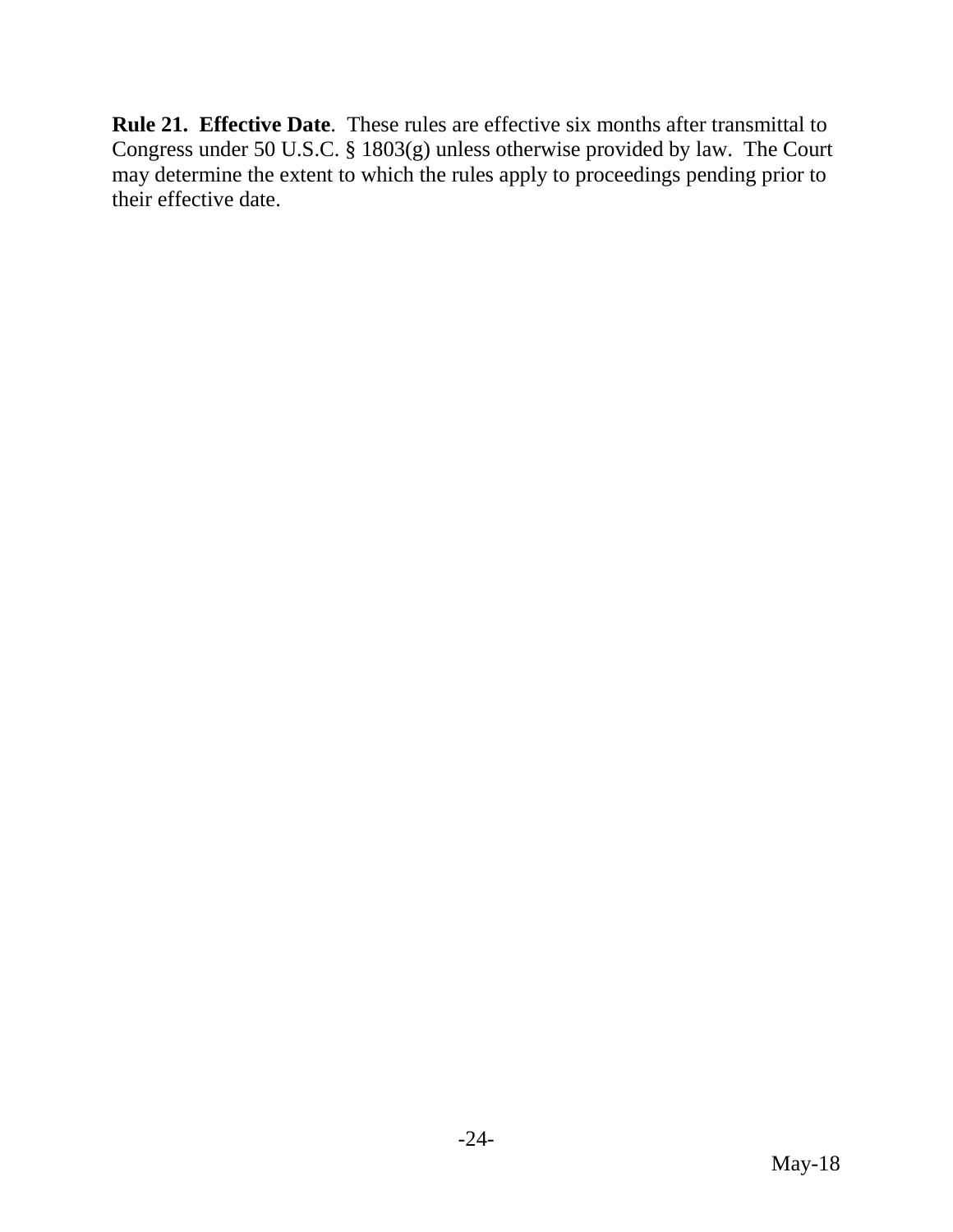**Rule 21. Effective Date**. These rules are effective six months after transmittal to Congress under 50 U.S.C. § 1803(g) unless otherwise provided by law. The Court may determine the extent to which the rules apply to proceedings pending prior to their effective date.